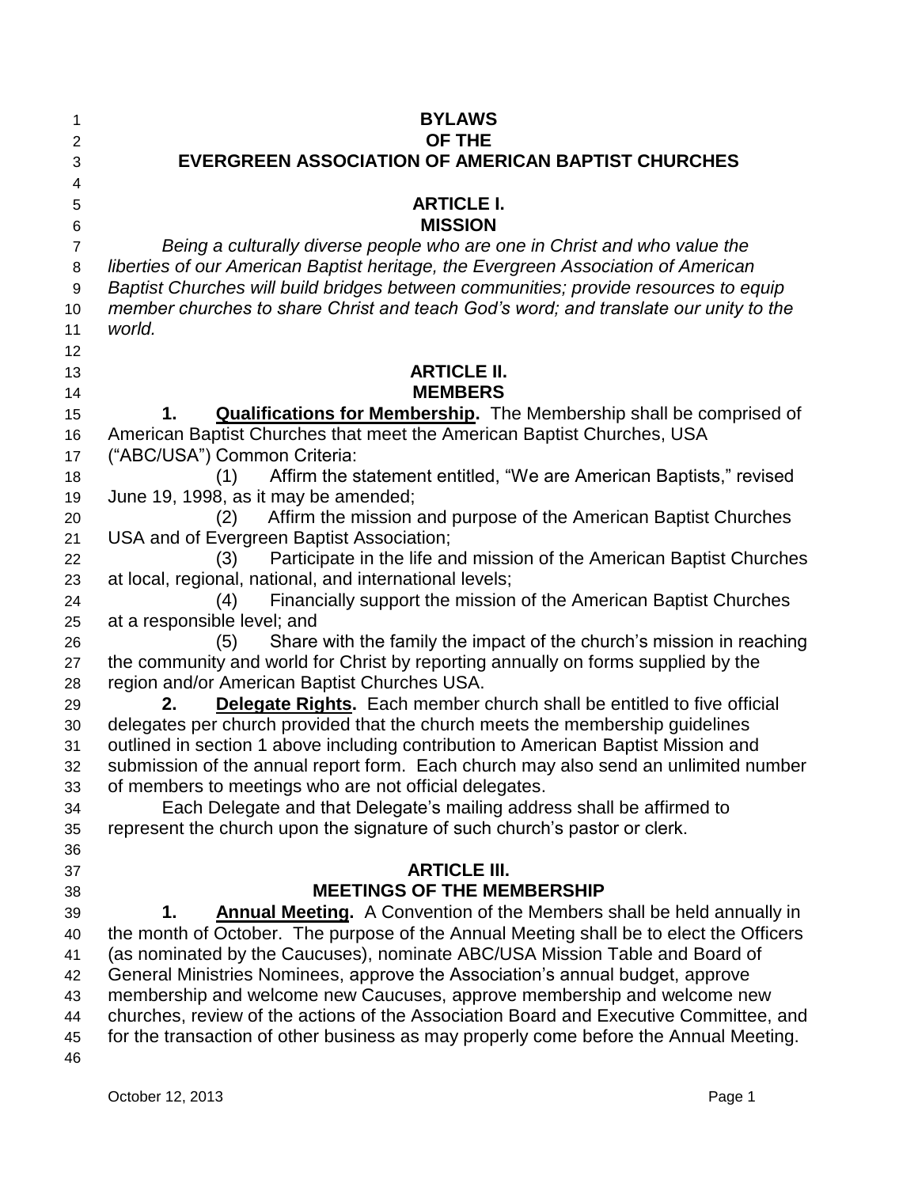# BYLAWS
# OF THE
# EVERGREEN ASSOCIATION OF AMERICAN BAPTIST CHURCHES

## ARTICLE I.
## MISSION

*Being a culturally diverse people who are one in Christ and who value the liberties of our American Baptist heritage, the Evergreen Association of American Baptist Churches will build bridges between communities; provide resources to equip member churches to share Christ and teach God's word; and translate our unity to the world.*

## ARTICLE II.
## MEMBERS

**1. Qualifications for Membership.** The Membership shall be comprised of American Baptist Churches that meet the American Baptist Churches, USA ("ABC/USA") Common Criteria:

(1) Affirm the statement entitled, "We are American Baptists," revised June 19, 1998, as it may be amended;

(2) Affirm the mission and purpose of the American Baptist Churches USA and of Evergreen Baptist Association;

(3) Participate in the life and mission of the American Baptist Churches at local, regional, national, and international levels;

(4) Financially support the mission of the American Baptist Churches at a responsible level; and

(5) Share with the family the impact of the church's mission in reaching the community and world for Christ by reporting annually on forms supplied by the region and/or American Baptist Churches USA.

**2. Delegate Rights.** Each member church shall be entitled to five official delegates per church provided that the church meets the membership guidelines outlined in section 1 above including contribution to American Baptist Mission and submission of the annual report form. Each church may also send an unlimited number of members to meetings who are not official delegates.

Each Delegate and that Delegate's mailing address shall be affirmed to represent the church upon the signature of such church's pastor or clerk.

## ARTICLE III.
## MEETINGS OF THE MEMBERSHIP

**1. Annual Meeting.** A Convention of the Members shall be held annually in the month of October. The purpose of the Annual Meeting shall be to elect the Officers (as nominated by the Caucuses), nominate ABC/USA Mission Table and Board of General Ministries Nominees, approve the Association's annual budget, approve membership and welcome new Caucuses, approve membership and welcome new churches, review of the actions of the Association Board and Executive Committee, and for the transaction of other business as may properly come before the Annual Meeting.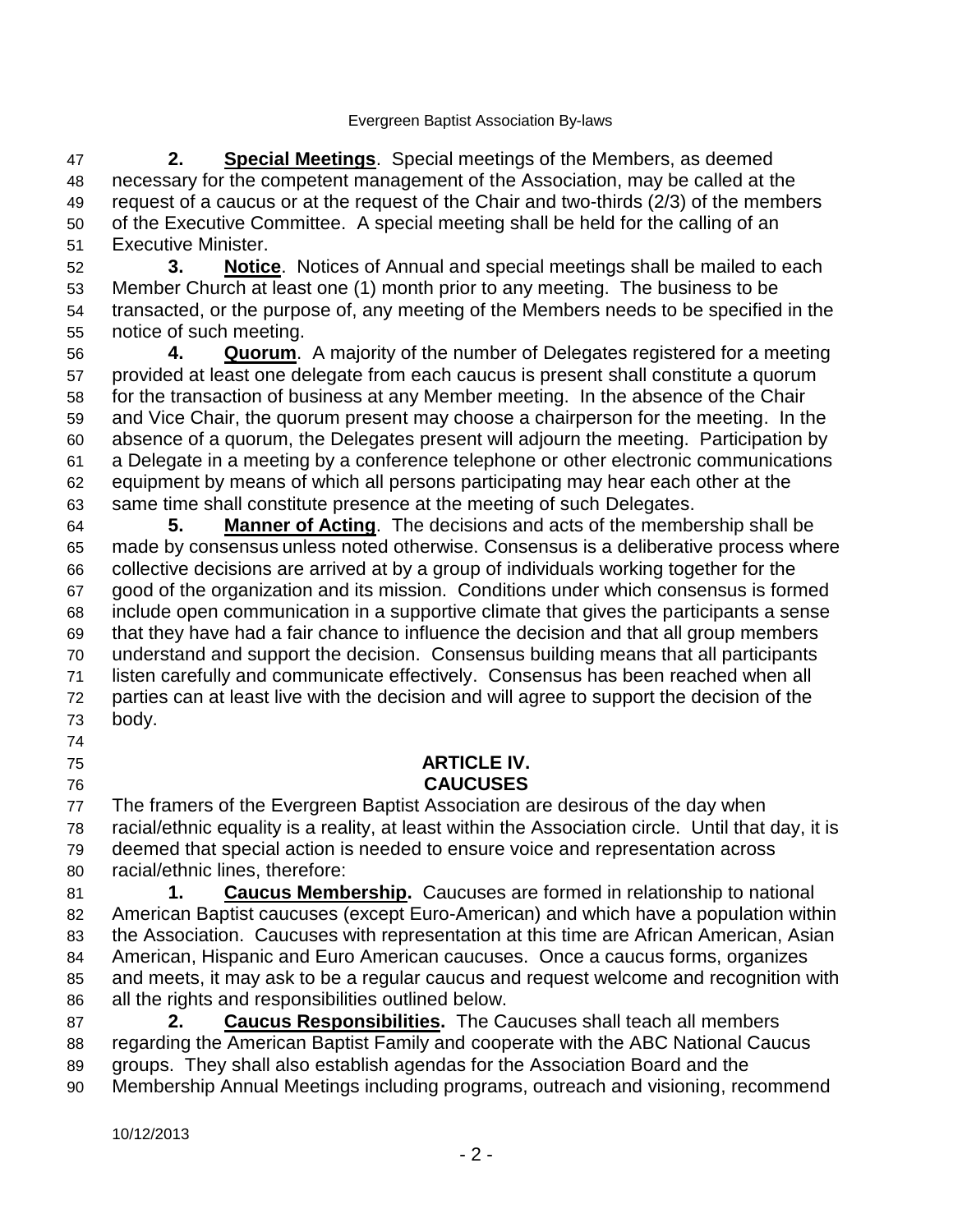**2. Special Meetings**. Special meetings of the Members, as deemed necessary for the competent management of the Association, may be called at the request of a caucus or at the request of the Chair and two-thirds (2/3) of the members of the Executive Committee. A special meeting shall be held for the calling of an Executive Minister.

**3. Notice**. Notices of Annual and special meetings shall be mailed to each Member Church at least one (1) month prior to any meeting. The business to be transacted, or the purpose of, any meeting of the Members needs to be specified in the notice of such meeting.

**4. Quorum**. A majority of the number of Delegates registered for a meeting provided at least one delegate from each caucus is present shall constitute a quorum for the transaction of business at any Member meeting. In the absence of the Chair and Vice Chair, the quorum present may choose a chairperson for the meeting. In the absence of a quorum, the Delegates present will adjourn the meeting. Participation by a Delegate in a meeting by a conference telephone or other electronic communications equipment by means of which all persons participating may hear each other at the same time shall constitute presence at the meeting of such Delegates.

**5. Manner of Acting**. The decisions and acts of the membership shall be made by consensus unless noted otherwise. Consensus is a deliberative process where collective decisions are arrived at by a group of individuals working together for the good of the organization and its mission. Conditions under which consensus is formed include open communication in a supportive climate that gives the participants a sense that they have had a fair chance to influence the decision and that all group members understand and support the decision. Consensus building means that all participants listen carefully and communicate effectively. Consensus has been reached when all parties can at least live with the decision and will agree to support the decision of the body.

## ARTICLE IV.
## CAUCUSES

The framers of the Evergreen Baptist Association are desirous of the day when racial/ethnic equality is a reality, at least within the Association circle. Until that day, it is deemed that special action is needed to ensure voice and representation across racial/ethnic lines, therefore:

**1. Caucus Membership.** Caucuses are formed in relationship to national American Baptist caucuses (except Euro-American) and which have a population within the Association. Caucuses with representation at this time are African American, Asian American, Hispanic and Euro American caucuses. Once a caucus forms, organizes and meets, it may ask to be a regular caucus and request welcome and recognition with all the rights and responsibilities outlined below.

**2. Caucus Responsibilities.** The Caucuses shall teach all members regarding the American Baptist Family and cooperate with the ABC National Caucus groups. They shall also establish agendas for the Association Board and the Membership Annual Meetings including programs, outreach and visioning, recommend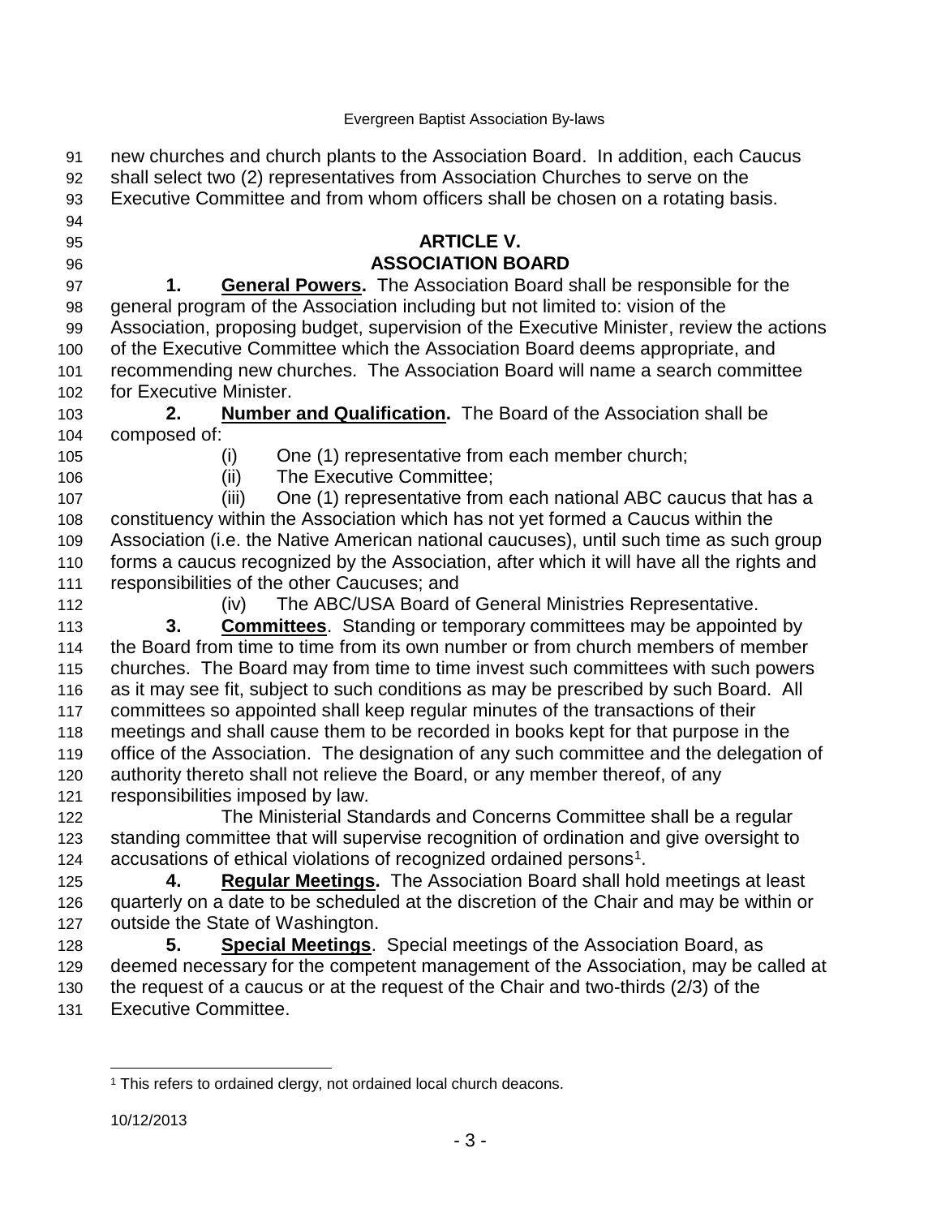new churches and church plants to the Association Board. In addition, each Caucus shall select two (2) representatives from Association Churches to serve on the Executive Committee and from whom officers shall be chosen on a rotating basis.

## ARTICLE V.
## ASSOCIATION BOARD

**1. General Powers.** The Association Board shall be responsible for the general program of the Association including but not limited to: vision of the Association, proposing budget, supervision of the Executive Minister, review the actions of the Executive Committee which the Association Board deems appropriate, and recommending new churches. The Association Board will name a search committee for Executive Minister.

**2. Number and Qualification.** The Board of the Association shall be composed of:

(i) One (1) representative from each member church;

(ii) The Executive Committee;

(iii) One (1) representative from each national ABC caucus that has a constituency within the Association which has not yet formed a Caucus within the Association (i.e. the Native American national caucuses), until such time as such group forms a caucus recognized by the Association, after which it will have all the rights and responsibilities of the other Caucuses; and

(iv) The ABC/USA Board of General Ministries Representative.

**3. Committees.** Standing or temporary committees may be appointed by the Board from time to time from its own number or from church members of member churches. The Board may from time to time invest such committees with such powers as it may see fit, subject to such conditions as may be prescribed by such Board. All committees so appointed shall keep regular minutes of the transactions of their meetings and shall cause them to be recorded in books kept for that purpose in the office of the Association. The designation of any such committee and the delegation of authority thereto shall not relieve the Board, or any member thereof, of any responsibilities imposed by law.

The Ministerial Standards and Concerns Committee shall be a regular standing committee that will supervise recognition of ordination and give oversight to accusations of ethical violations of recognized ordained persons[1].

**4. Regular Meetings.** The Association Board shall hold meetings at least quarterly on a date to be scheduled at the discretion of the Chair and may be within or outside the State of Washington.

**5. Special Meetings.** Special meetings of the Association Board, as deemed necessary for the competent management of the Association, may be called at the request of a caucus or at the request of the Chair and two-thirds (2/3) of the Executive Committee.

---

[1] This refers to ordained clergy, not ordained local church deacons.

10/12/2013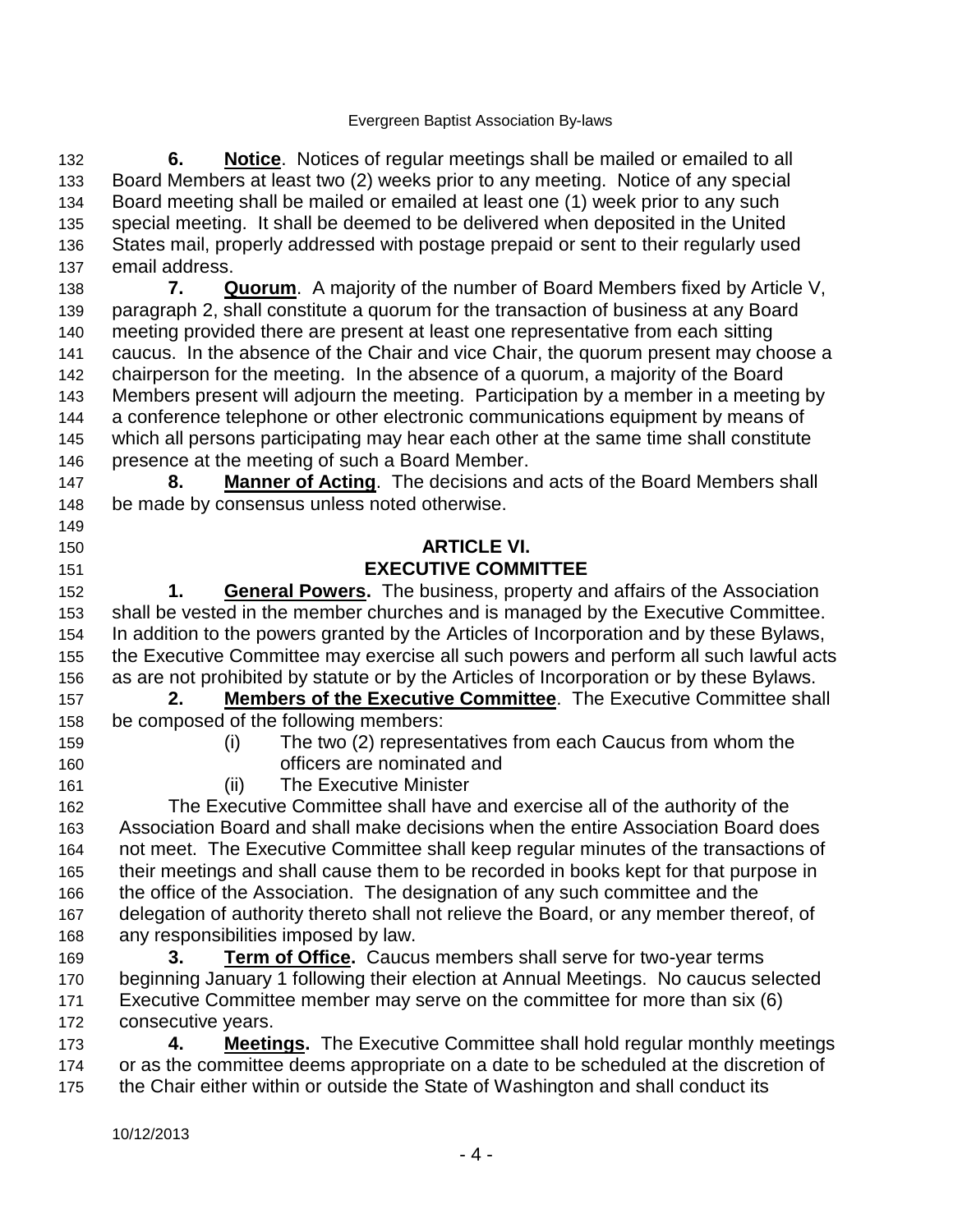**6. Notice**. Notices of regular meetings shall be mailed or emailed to all Board Members at least two (2) weeks prior to any meeting. Notice of any special Board meeting shall be mailed or emailed at least one (1) week prior to any such special meeting. It shall be deemed to be delivered when deposited in the United States mail, properly addressed with postage prepaid or sent to their regularly used email address.

**7. Quorum**. A majority of the number of Board Members fixed by Article V, paragraph 2, shall constitute a quorum for the transaction of business at any Board meeting provided there are present at least one representative from each sitting caucus. In the absence of the Chair and vice Chair, the quorum present may choose a chairperson for the meeting. In the absence of a quorum, a majority of the Board Members present will adjourn the meeting. Participation by a member in a meeting by a conference telephone or other electronic communications equipment by means of which all persons participating may hear each other at the same time shall constitute presence at the meeting of such a Board Member.

**8. Manner of Acting**. The decisions and acts of the Board Members shall be made by consensus unless noted otherwise.

## ARTICLE VI.
## EXECUTIVE COMMITTEE

**1. General Powers.** The business, property and affairs of the Association shall be vested in the member churches and is managed by the Executive Committee. In addition to the powers granted by the Articles of Incorporation and by these Bylaws, the Executive Committee may exercise all such powers and perform all such lawful acts as are not prohibited by statute or by the Articles of Incorporation or by these Bylaws.

**2. Members of the Executive Committee**. The Executive Committee shall be composed of the following members:

(i) The two (2) representatives from each Caucus from whom the officers are nominated and

(ii) The Executive Minister

The Executive Committee shall have and exercise all of the authority of the Association Board and shall make decisions when the entire Association Board does not meet. The Executive Committee shall keep regular minutes of the transactions of their meetings and shall cause them to be recorded in books kept for that purpose in the office of the Association. The designation of any such committee and the delegation of authority thereto shall not relieve the Board, or any member thereof, of any responsibilities imposed by law.

**3. Term of Office.** Caucus members shall serve for two-year terms beginning January 1 following their election at Annual Meetings. No caucus selected Executive Committee member may serve on the committee for more than six (6) consecutive years.

**4. Meetings.** The Executive Committee shall hold regular monthly meetings or as the committee deems appropriate on a date to be scheduled at the discretion of the Chair either within or outside the State of Washington and shall conduct its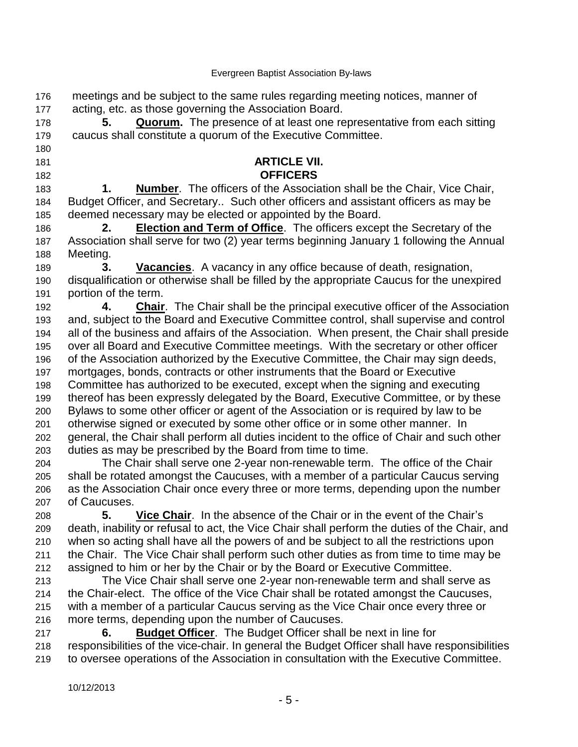meetings and be subject to the same rules regarding meeting notices, manner of acting, etc. as those governing the Association Board.

**5. Quorum.** The presence of at least one representative from each sitting caucus shall constitute a quorum of the Executive Committee.

## ARTICLE VII.
## OFFICERS

**1. Number**. The officers of the Association shall be the Chair, Vice Chair, Budget Officer, and Secretary.. Such other officers and assistant officers as may be deemed necessary may be elected or appointed by the Board.

**2. Election and Term of Office**. The officers except the Secretary of the Association shall serve for two (2) year terms beginning January 1 following the Annual Meeting.

**3. Vacancies**. A vacancy in any office because of death, resignation, disqualification or otherwise shall be filled by the appropriate Caucus for the unexpired portion of the term.

**4. Chair**. The Chair shall be the principal executive officer of the Association and, subject to the Board and Executive Committee control, shall supervise and control all of the business and affairs of the Association. When present, the Chair shall preside over all Board and Executive Committee meetings. With the secretary or other officer of the Association authorized by the Executive Committee, the Chair may sign deeds, mortgages, bonds, contracts or other instruments that the Board or Executive Committee has authorized to be executed, except when the signing and executing thereof has been expressly delegated by the Board, Executive Committee, or by these Bylaws to some other officer or agent of the Association or is required by law to be otherwise signed or executed by some other office or in some other manner. In general, the Chair shall perform all duties incident to the office of Chair and such other duties as may be prescribed by the Board from time to time.

The Chair shall serve one 2-year non-renewable term. The office of the Chair shall be rotated amongst the Caucuses, with a member of a particular Caucus serving as the Association Chair once every three or more terms, depending upon the number of Caucuses.

**5. Vice Chair**. In the absence of the Chair or in the event of the Chair's death, inability or refusal to act, the Vice Chair shall perform the duties of the Chair, and when so acting shall have all the powers of and be subject to all the restrictions upon the Chair. The Vice Chair shall perform such other duties as from time to time may be assigned to him or her by the Chair or by the Board or Executive Committee.

The Vice Chair shall serve one 2-year non-renewable term and shall serve as the Chair-elect. The office of the Vice Chair shall be rotated amongst the Caucuses, with a member of a particular Caucus serving as the Vice Chair once every three or more terms, depending upon the number of Caucuses.

**6. Budget Officer**. The Budget Officer shall be next in line for responsibilities of the vice-chair. In general the Budget Officer shall have responsibilities to oversee operations of the Association in consultation with the Executive Committee.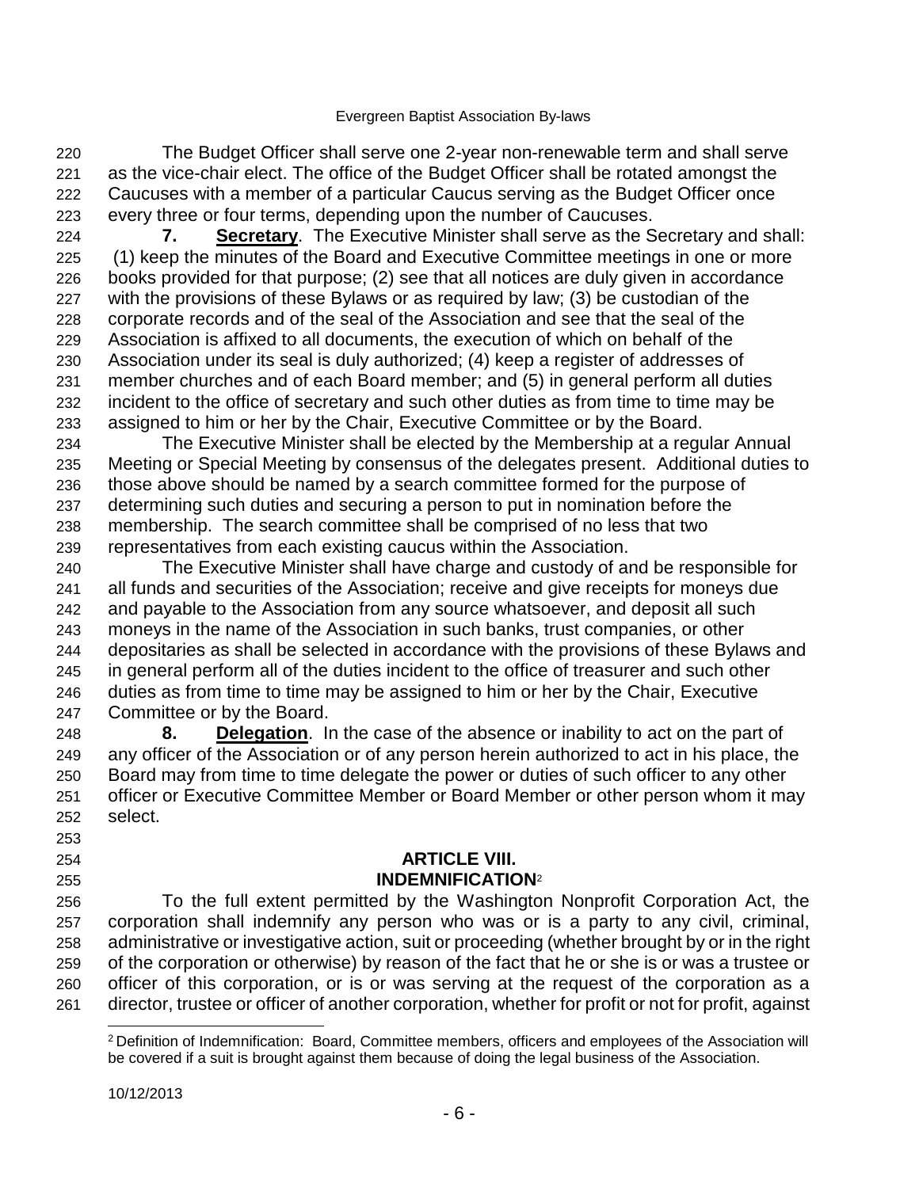The Budget Officer shall serve one 2-year non-renewable term and shall serve as the vice-chair elect. The office of the Budget Officer shall be rotated amongst the Caucuses with a member of a particular Caucus serving as the Budget Officer once every three or four terms, depending upon the number of Caucuses.

**7. Secretary**. The Executive Minister shall serve as the Secretary and shall: (1) keep the minutes of the Board and Executive Committee meetings in one or more books provided for that purpose; (2) see that all notices are duly given in accordance with the provisions of these Bylaws or as required by law; (3) be custodian of the corporate records and of the seal of the Association and see that the seal of the Association is affixed to all documents, the execution of which on behalf of the Association under its seal is duly authorized; (4) keep a register of addresses of member churches and of each Board member; and (5) in general perform all duties incident to the office of secretary and such other duties as from time to time may be assigned to him or her by the Chair, Executive Committee or by the Board.

The Executive Minister shall be elected by the Membership at a regular Annual Meeting or Special Meeting by consensus of the delegates present. Additional duties to those above should be named by a search committee formed for the purpose of determining such duties and securing a person to put in nomination before the membership. The search committee shall be comprised of no less that two representatives from each existing caucus within the Association.

The Executive Minister shall have charge and custody of and be responsible for all funds and securities of the Association; receive and give receipts for moneys due and payable to the Association from any source whatsoever, and deposit all such moneys in the name of the Association in such banks, trust companies, or other depositaries as shall be selected in accordance with the provisions of these Bylaws and in general perform all of the duties incident to the office of treasurer and such other duties as from time to time may be assigned to him or her by the Chair, Executive Committee or by the Board.

**8. Delegation**. In the case of the absence or inability to act on the part of any officer of the Association or of any person herein authorized to act in his place, the Board may from time to time delegate the power or duties of such officer to any other officer or Executive Committee Member or Board Member or other person whom it may select.

## ARTICLE VIII.
## INDEMNIFICATION[2]

To the full extent permitted by the Washington Nonprofit Corporation Act, the corporation shall indemnify any person who was or is a party to any civil, criminal, administrative or investigative action, suit or proceeding (whether brought by or in the right of the corporation or otherwise) by reason of the fact that he or she is or was a trustee or officer of this corporation, or is or was serving at the request of the corporation as a director, trustee or officer of another corporation, whether for profit or not for profit, against

[2] Definition of Indemnification: Board, Committee members, officers and employees of the Association will be covered if a suit is brought against them because of doing the legal business of the Association.

10/12/2013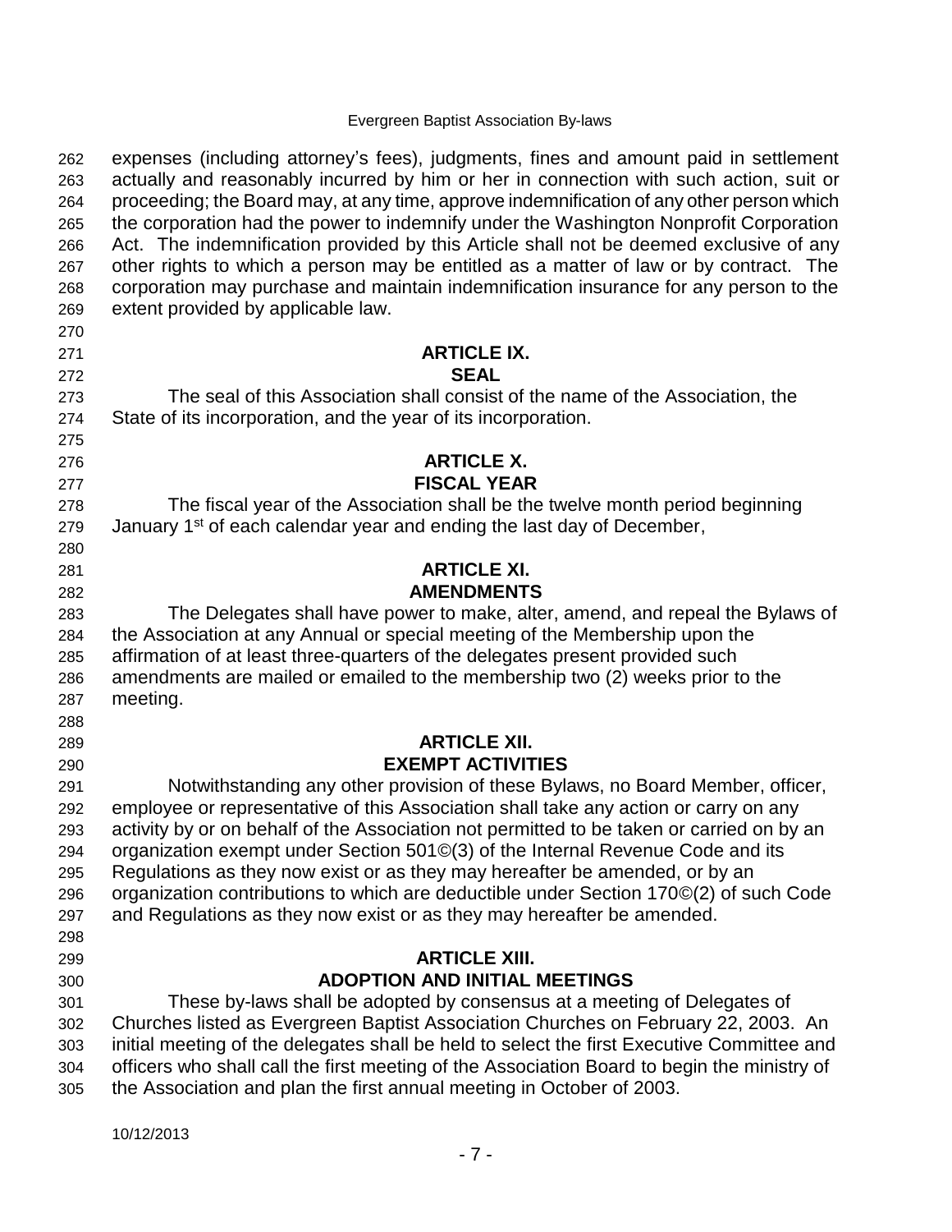expenses (including attorney's fees), judgments, fines and amount paid in settlement actually and reasonably incurred by him or her in connection with such action, suit or proceeding; the Board may, at any time, approve indemnification of any other person which the corporation had the power to indemnify under the Washington Nonprofit Corporation Act. The indemnification provided by this Article shall not be deemed exclusive of any other rights to which a person may be entitled as a matter of law or by contract. The corporation may purchase and maintain indemnification insurance for any person to the extent provided by applicable law.

## ARTICLE IX.
## SEAL

The seal of this Association shall consist of the name of the Association, the State of its incorporation, and the year of its incorporation.

## ARTICLE X.
## FISCAL YEAR

The fiscal year of the Association shall be the twelve month period beginning January 1st of each calendar year and ending the last day of December,

## ARTICLE XI.
## AMENDMENTS

The Delegates shall have power to make, alter, amend, and repeal the Bylaws of the Association at any Annual or special meeting of the Membership upon the affirmation of at least three-quarters of the delegates present provided such amendments are mailed or emailed to the membership two (2) weeks prior to the meeting.

## ARTICLE XII.
## EXEMPT ACTIVITIES

Notwithstanding any other provision of these Bylaws, no Board Member, officer, employee or representative of this Association shall take any action or carry on any activity by or on behalf of the Association not permitted to be taken or carried on by an organization exempt under Section 501©(3) of the Internal Revenue Code and its Regulations as they now exist or as they may hereafter be amended, or by an organization contributions to which are deductible under Section 170©(2) of such Code and Regulations as they now exist or as they may hereafter be amended.

## ARTICLE XIII.
## ADOPTION AND INITIAL MEETINGS

These by-laws shall be adopted by consensus at a meeting of Delegates of Churches listed as Evergreen Baptist Association Churches on February 22, 2003. An initial meeting of the delegates shall be held to select the first Executive Committee and officers who shall call the first meeting of the Association Board to begin the ministry of the Association and plan the first annual meeting in October of 2003.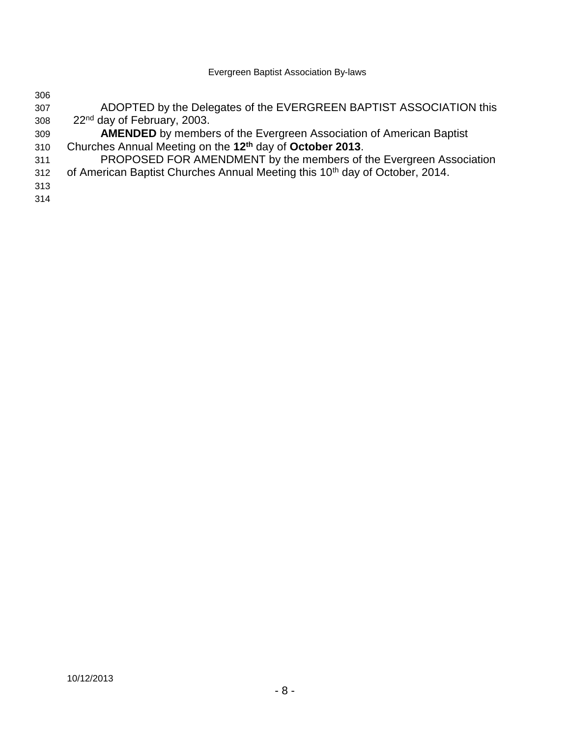ADOPTED by the Delegates of the EVERGREEN BAPTIST ASSOCIATION this 22nd day of February, 2003.

**AMENDED** by members of the Evergreen Association of American Baptist Churches Annual Meeting on the **12th** day of **October 2013**.

PROPOSED FOR AMENDMENT by the members of the Evergreen Association of American Baptist Churches Annual Meeting this 10th day of October, 2014.

10/12/2013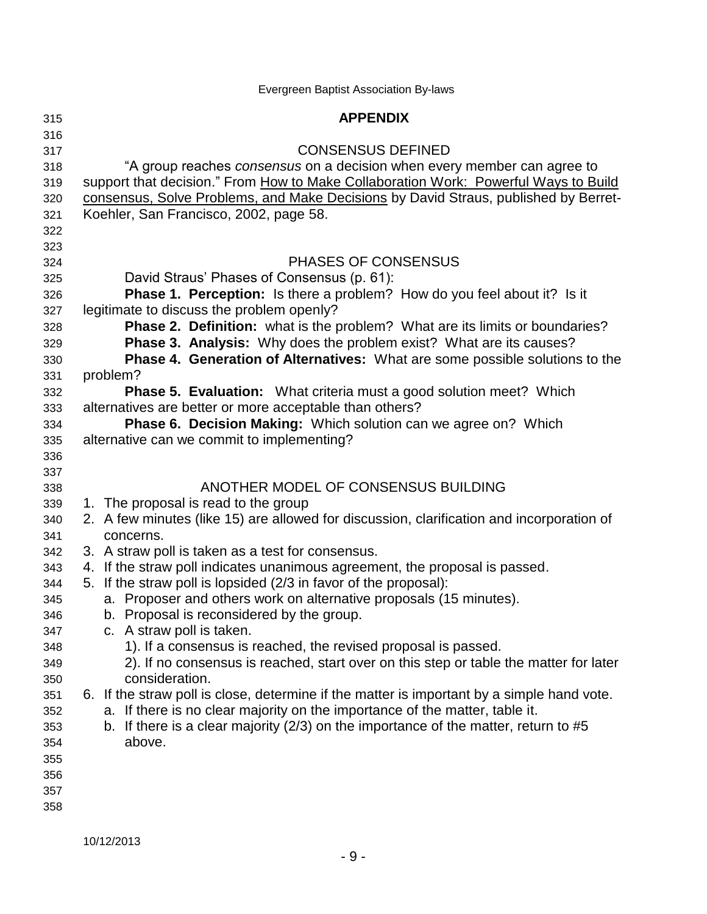# APPENDIX

## CONSENSUS DEFINED

"A group reaches *consensus* on a decision when every member can agree to support that decision." From How to Make Collaboration Work: Powerful Ways to Build consensus, Solve Problems, and Make Decisions by David Straus, published by Berret-Koehler, San Francisco, 2002, page 58.

## PHASES OF CONSENSUS

David Straus' Phases of Consensus (p. 61):

**Phase 1. Perception:** Is there a problem? How do you feel about it? Is it legitimate to discuss the problem openly?

**Phase 2. Definition:** what is the problem? What are its limits or boundaries?

**Phase 3. Analysis:** Why does the problem exist? What are its causes?

**Phase 4. Generation of Alternatives:** What are some possible solutions to the problem?

**Phase 5. Evaluation:** What criteria must a good solution meet? Which alternatives are better or more acceptable than others?

**Phase 6. Decision Making:** Which solution can we agree on? Which alternative can we commit to implementing?

## ANOTHER MODEL OF CONSENSUS BUILDING

1. The proposal is read to the group
2. A few minutes (like 15) are allowed for discussion, clarification and incorporation of concerns.
3. A straw poll is taken as a test for consensus.
4. If the straw poll indicates unanimous agreement, the proposal is passed.
5. If the straw poll is lopsided (2/3 in favor of the proposal):
   a. Proposer and others work on alternative proposals (15 minutes).
   b. Proposal is reconsidered by the group.
   c. A straw poll is taken.
      1). If a consensus is reached, the revised proposal is passed.
      2). If no consensus is reached, start over on this step or table the matter for later consideration.
6. If the straw poll is close, determine if the matter is important by a simple hand vote.
   a. If there is no clear majority on the importance of the matter, table it.
   b. If there is a clear majority (2/3) on the importance of the matter, return to #5 above.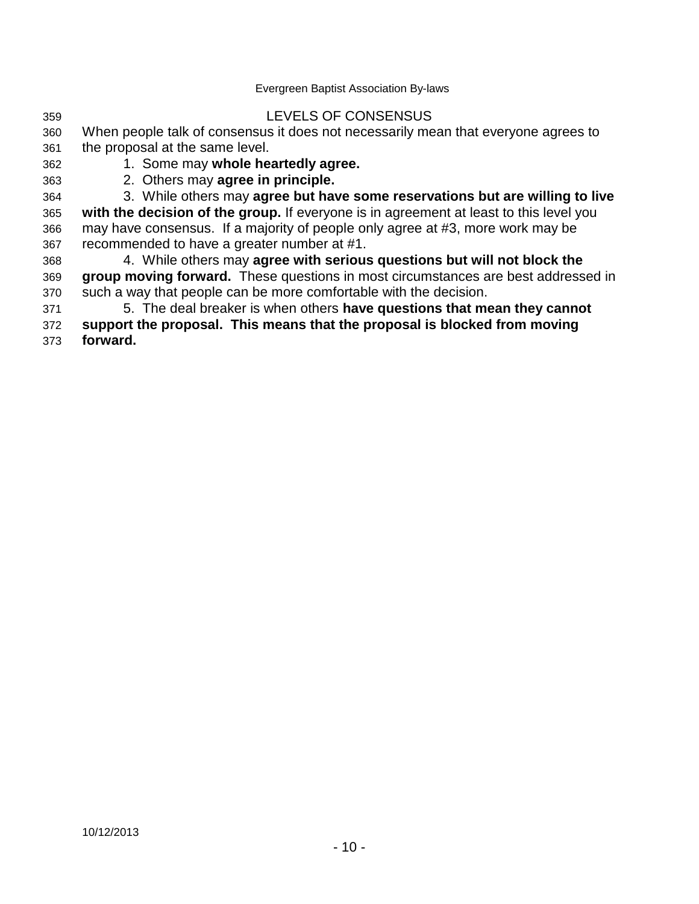## LEVELS OF CONSENSUS

When people talk of consensus it does not necessarily mean that everyone agrees to the proposal at the same level.

1. Some may **whole heartedly agree.**
2. Others may **agree in principle.**
3. While others may **agree but have some reservations but are willing to live with the decision of the group.** If everyone is in agreement at least to this level you may have consensus. If a majority of people only agree at #3, more work may be recommended to have a greater number at #1.
4. While others may **agree with serious questions but will not block the group moving forward.** These questions in most circumstances are best addressed in such a way that people can be more comfortable with the decision.
5. The deal breaker is when others **have questions that mean they cannot support the proposal. This means that the proposal is blocked from moving forward.**

10/12/2013